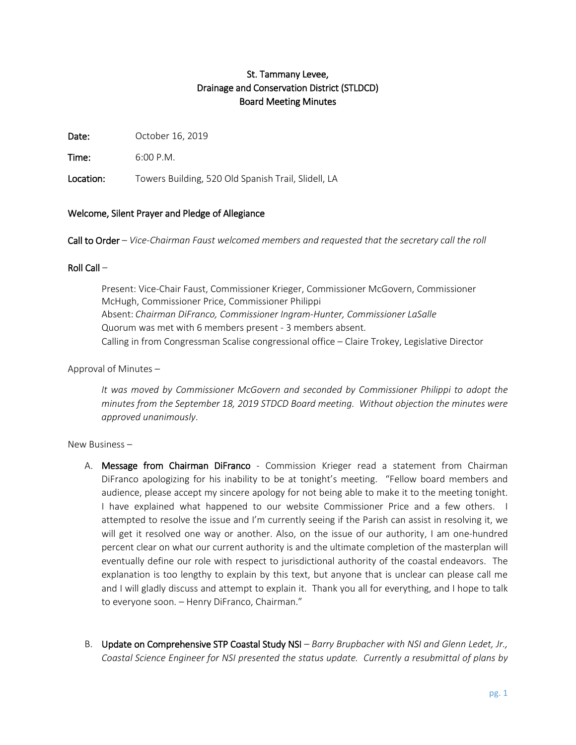# St. Tammany Levee, Drainage and Conservation District (STLDCD) Board Meeting Minutes

**Date:** October 16, 2019

**Time:** 6:00 P.M.

**Location:** Towers Building, 520 Old Spanish Trail, Slidell, LA

## Welcome, Silent Prayer and Pledge of Allegiance

**Call to Order** – *Vice-Chairman Faust welcomed members and requested that the secretary call the roll*

**Roll Call** –

> Present: Vice-Chair Faust, Commissioner Krieger, Commissioner McGovern, Commissioner McHugh, Commissioner Price, Commissioner Philippi
> Absent: *Chairman DiFranco, Commissioner Ingram-Hunter, Commissioner LaSalle*
> Quorum was met with 6 members present - 3 members absent.
> Calling in from Congressman Scalise congressional office – Claire Trokey, Legislative Director

Approval of Minutes –

> *It was moved by Commissioner McGovern and seconded by Commissioner Philippi to adopt the minutes from the September 18, 2019 STDCD Board meeting. Without objection the minutes were approved unanimously*.

New Business –

A. **Message from Chairman DiFranco** - Commission Krieger read a statement from Chairman DiFranco apologizing for his inability to be at tonight's meeting. "Fellow board members and audience, please accept my sincere apology for not being able to make it to the meeting tonight. I have explained what happened to our website Commissioner Price and a few others. I attempted to resolve the issue and I'm currently seeing if the Parish can assist in resolving it, we will get it resolved one way or another. Also, on the issue of our authority, I am one-hundred percent clear on what our current authority is and the ultimate completion of the masterplan will eventually define our role with respect to jurisdictional authority of the coastal endeavors. The explanation is too lengthy to explain by this text, but anyone that is unclear can please call me and I will gladly discuss and attempt to explain it. Thank you all for everything, and I hope to talk to everyone soon. – Henry DiFranco, Chairman."

B. **Update on Comprehensive STP Coastal Study NSI** – *Barry Brupbacher with NSI and Glenn Ledet, Jr., Coastal Science Engineer for NSI presented the status update. Currently a resubmittal of plans by*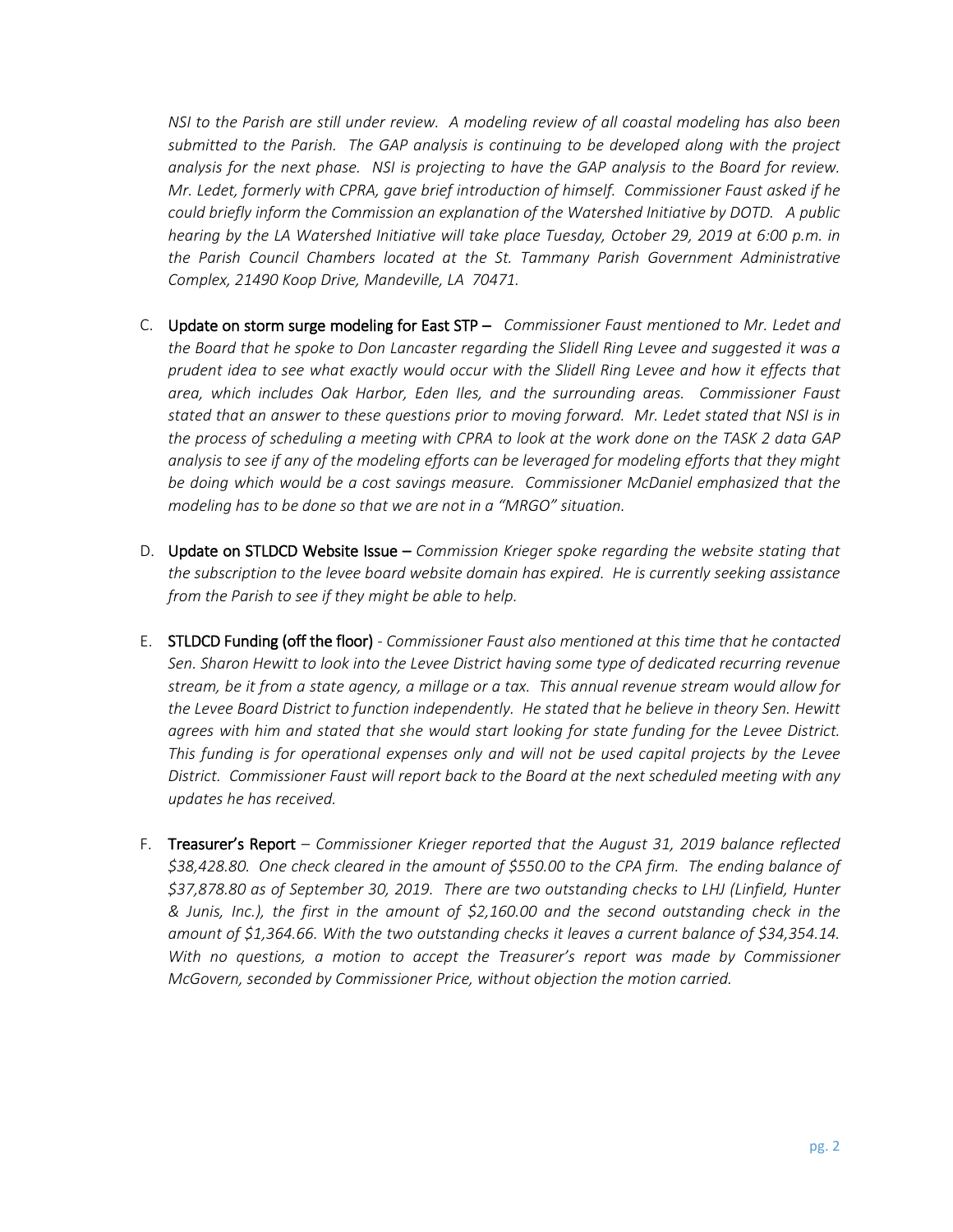*NSI to the Parish are still under review. A modeling review of all coastal modeling has also been submitted to the Parish. The GAP analysis is continuing to be developed along with the project analysis for the next phase. NSI is projecting to have the GAP analysis to the Board for review. Mr. Ledet, formerly with CPRA, gave brief introduction of himself. Commissioner Faust asked if he could briefly inform the Commission an explanation of the Watershed Initiative by DOTD. A public hearing by the LA Watershed Initiative will take place Tuesday, October 29, 2019 at 6:00 p.m. in the Parish Council Chambers located at the St. Tammany Parish Government Administrative Complex, 21490 Koop Drive, Mandeville, LA 70471.*

C. **Update on storm surge modeling for East STP –** *Commissioner Faust mentioned to Mr. Ledet and the Board that he spoke to Don Lancaster regarding the Slidell Ring Levee and suggested it was a prudent idea to see what exactly would occur with the Slidell Ring Levee and how it effects that area, which includes Oak Harbor, Eden Iles, and the surrounding areas. Commissioner Faust stated that an answer to these questions prior to moving forward. Mr. Ledet stated that NSI is in the process of scheduling a meeting with CPRA to look at the work done on the TASK 2 data GAP analysis to see if any of the modeling efforts can be leveraged for modeling efforts that they might be doing which would be a cost savings measure. Commissioner McDaniel emphasized that the modeling has to be done so that we are not in a "MRGO" situation.*

D. **Update on STLDCD Website Issue –** *Commission Krieger spoke regarding the website stating that the subscription to the levee board website domain has expired. He is currently seeking assistance from the Parish to see if they might be able to help.*

E. **STLDCD Funding (off the floor)** - *Commissioner Faust also mentioned at this time that he contacted Sen. Sharon Hewitt to look into the Levee District having some type of dedicated recurring revenue stream, be it from a state agency, a millage or a tax. This annual revenue stream would allow for the Levee Board District to function independently. He stated that he believe in theory Sen. Hewitt agrees with him and stated that she would start looking for state funding for the Levee District. This funding is for operational expenses only and will not be used capital projects by the Levee District. Commissioner Faust will report back to the Board at the next scheduled meeting with any updates he has received.*

F. **Treasurer's Report** – *Commissioner Krieger reported that the August 31, 2019 balance reflected $38,428.80. One check cleared in the amount of $550.00 to the CPA firm. The ending balance of $37,878.80 as of September 30, 2019. There are two outstanding checks to LHJ (Linfield, Hunter & Junis, Inc.), the first in the amount of $2,160.00 and the second outstanding check in the amount of $1,364.66. With the two outstanding checks it leaves a current balance of $34,354.14. With no questions, a motion to accept the Treasurer's report was made by Commissioner McGovern, seconded by Commissioner Price, without objection the motion carried.*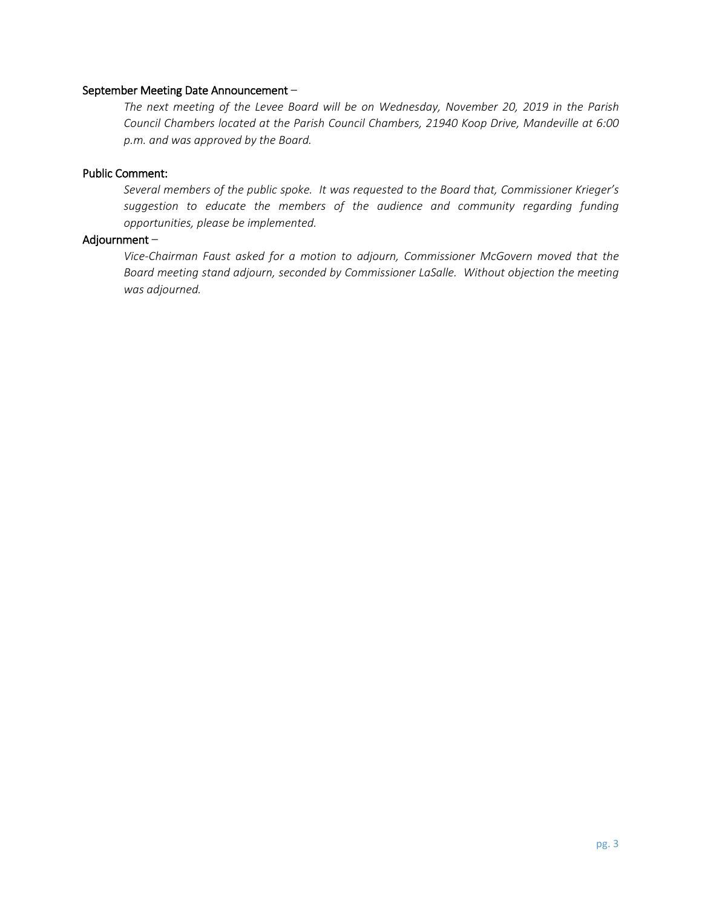September Meeting Date Announcement –

*The next meeting of the Levee Board will be on Wednesday, November 20, 2019 in the Parish Council Chambers located at the Parish Council Chambers, 21940 Koop Drive, Mandeville at 6:00 p.m. and was approved by the Board.*

Public Comment:

*Several members of the public spoke. It was requested to the Board that, Commissioner Krieger's suggestion to educate the members of the audience and community regarding funding opportunities, please be implemented.*

Adjournment –

*Vice-Chairman Faust asked for a motion to adjourn, Commissioner McGovern moved that the Board meeting stand adjourn, seconded by Commissioner LaSalle. Without objection the meeting was adjourned.*